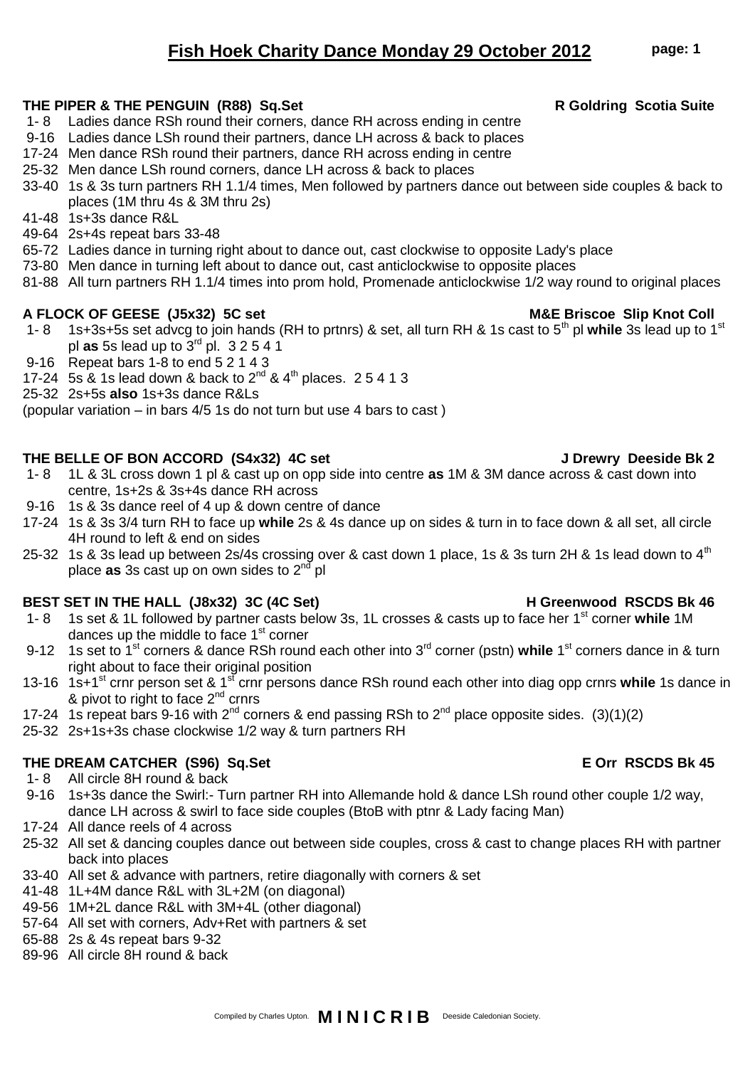# Fish Hoek Charity Dance Monday 29 October 2012

**THE PIPER & THE PENGUIN (R88) Sq.Set** **R Goldring Scotia Suite**

- 1- 8 Ladies dance RSh round their corners, dance RH across ending in centre
- 9-16 Ladies dance LSh round their partners, dance LH across & back to places
- 17-24 Men dance RSh round their partners, dance RH across ending in centre
- 25-32 Men dance LSh round corners, dance LH across & back to places
- 33-40 1s & 3s turn partners RH 1.1/4 times, Men followed by partners dance out between side couples & back to places (1M thru 4s & 3M thru 2s)
- 41-48 1s+3s dance R&L
- 49-64 2s+4s repeat bars 33-48
- 65-72 Ladies dance in turning right about to dance out, cast clockwise to opposite Lady's place
- 73-80 Men dance in turning left about to dance out, cast anticlockwise to opposite places
- 81-88 All turn partners RH 1.1/4 times into prom hold, Promenade anticlockwise 1/2 way round to original places

**A FLOCK OF GEESE (J5x32) 5C set** **M&E Briscoe Slip Knot Coll**

- 1- 8 1s+3s+5s set advcg to join hands (RH to prtnrs) & set, all turn RH & 1s cast to 5th pl **while** 3s lead up to 1st pl **as** 5s lead up to 3rd pl. 3 2 5 4 1
- 9-16 Repeat bars 1-8 to end 5 2 1 4 3
- 17-24 5s & 1s lead down & back to 2nd & 4th places. 2 5 4 1 3
- 25-32 2s+5s **also** 1s+3s dance R&Ls

(popular variation – in bars 4/5 1s do not turn but use 4 bars to cast )

**THE BELLE OF BON ACCORD (S4x32) 4C set** **J Drewry Deeside Bk 2**

- 1- 8 1L & 3L cross down 1 pl & cast up on opp side into centre **as** 1M & 3M dance across & cast down into centre, 1s+2s & 3s+4s dance RH across
- 9-16 1s & 3s dance reel of 4 up & down centre of dance
- 17-24 1s & 3s 3/4 turn RH to face up **while** 2s & 4s dance up on sides & turn in to face down & all set, all circle 4H round to left & end on sides
- 25-32 1s & 3s lead up between 2s/4s crossing over & cast down 1 place, 1s & 3s turn 2H & 1s lead down to 4th place **as** 3s cast up on own sides to 2nd pl

**BEST SET IN THE HALL (J8x32) 3C (4C Set)** **H Greenwood RSCDS Bk 46**

- 1- 8 1s set & 1L followed by partner casts below 3s, 1L crosses & casts up to face her 1st corner **while** 1M dances up the middle to face 1st corner
- 9-12 1s set to 1st corners & dance RSh round each other into 3rd corner (pstn) **while** 1st corners dance in & turn right about to face their original position
- 13-16 1s+1st crnr person set & 1st crnr persons dance RSh round each other into diag opp crnrs **while** 1s dance in & pivot to right to face 2nd crnrs
- 17-24 1s repeat bars 9-16 with 2nd corners & end passing RSh to 2nd place opposite sides. (3)(1)(2)
- 25-32 2s+1s+3s chase clockwise 1/2 way & turn partners RH

**THE DREAM CATCHER (S96) Sq.Set** **E Orr RSCDS Bk 45**

- 1- 8 All circle 8H round & back
- 9-16 1s+3s dance the Swirl:- Turn partner RH into Allemande hold & dance LSh round other couple 1/2 way, dance LH across & swirl to face side couples (BtoB with ptnr & Lady facing Man)
- 17-24 All dance reels of 4 across
- 25-32 All set & dancing couples dance out between side couples, cross & cast to change places RH with partner back into places
- 33-40 All set & advance with partners, retire diagonally with corners & set
- 41-48 1L+4M dance R&L with 3L+2M (on diagonal)
- 49-56 1M+2L dance R&L with 3M+4L (other diagonal)
- 57-64 All set with corners, Adv+Ret with partners & set
- 65-88 2s & 4s repeat bars 9-32
- 89-96 All circle 8H round & back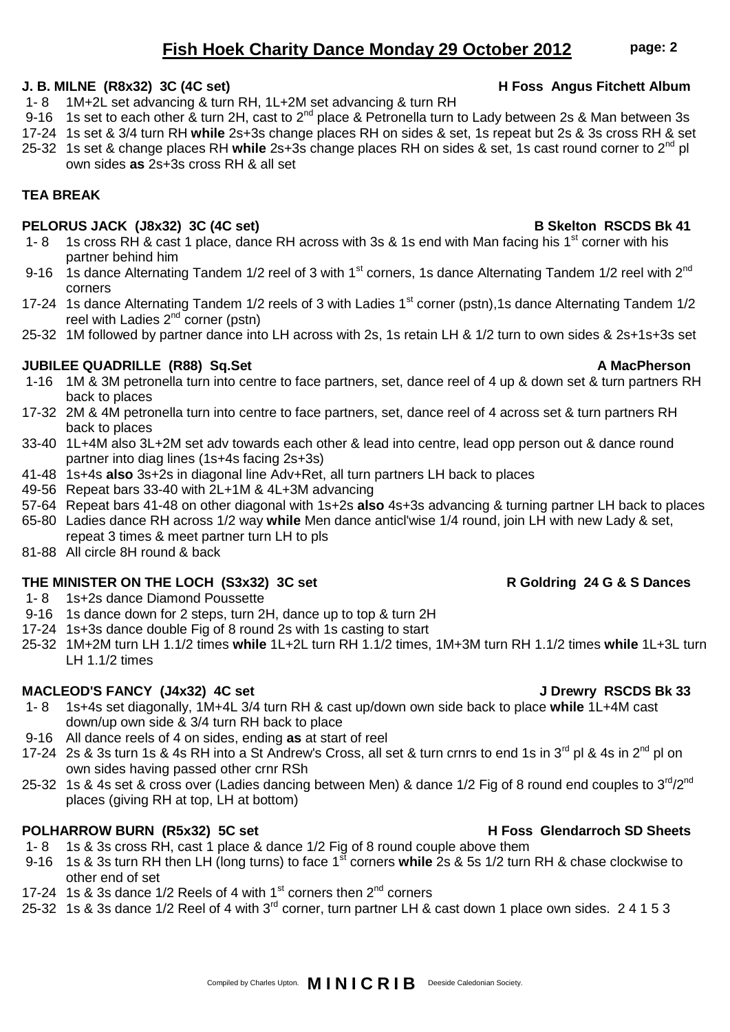# Fish Hoek Charity Dance Monday 29 October 2012

**J. B. MILNE (R8x32) 3C (4C set)** **H Foss Angus Fitchett Album**

- 1- 8 1M+2L set advancing & turn RH, 1L+2M set advancing & turn RH
- 9-16 1s set to each other & turn 2H, cast to 2nd place & Petronella turn to Lady between 2s & Man between 3s
- 17-24 1s set & 3/4 turn RH **while** 2s+3s change places RH on sides & set, 1s repeat but 2s & 3s cross RH & set
- 25-32 1s set & change places RH **while** 2s+3s change places RH on sides & set, 1s cast round corner to 2nd pl own sides **as** 2s+3s cross RH & all set

**TEA BREAK**

**PELORUS JACK (J8x32) 3C (4C set)** **B Skelton RSCDS Bk 41**

- 1- 8 1s cross RH & cast 1 place, dance RH across with 3s & 1s end with Man facing his 1st corner with his partner behind him
- 9-16 1s dance Alternating Tandem 1/2 reel of 3 with 1st corners, 1s dance Alternating Tandem 1/2 reel with 2nd corners
- 17-24 1s dance Alternating Tandem 1/2 reels of 3 with Ladies 1st corner (pstn),1s dance Alternating Tandem 1/2 reel with Ladies 2nd corner (pstn)
- 25-32 1M followed by partner dance into LH across with 2s, 1s retain LH & 1/2 turn to own sides & 2s+1s+3s set

**JUBILEE QUADRILLE (R88) Sq.Set** **A MacPherson**

- 1-16 1M & 3M petronella turn into centre to face partners, set, dance reel of 4 up & down set & turn partners RH back to places
- 17-32 2M & 4M petronella turn into centre to face partners, set, dance reel of 4 across set & turn partners RH back to places
- 33-40 1L+4M also 3L+2M set adv towards each other & lead into centre, lead opp person out & dance round partner into diag lines (1s+4s facing 2s+3s)
- 41-48 1s+4s **also** 3s+2s in diagonal line Adv+Ret, all turn partners LH back to places
- 49-56 Repeat bars 33-40 with 2L+1M & 4L+3M advancing
- 57-64 Repeat bars 41-48 on other diagonal with 1s+2s **also** 4s+3s advancing & turning partner LH back to places
- 65-80 Ladies dance RH across 1/2 way **while** Men dance anticl'wise 1/4 round, join LH with new Lady & set, repeat 3 times & meet partner turn LH to pls
- 81-88 All circle 8H round & back

**THE MINISTER ON THE LOCH (S3x32) 3C set** **R Goldring 24 G & S Dances**

- 1- 8 1s+2s dance Diamond Poussette
- 9-16 1s dance down for 2 steps, turn 2H, dance up to top & turn 2H
- 17-24 1s+3s dance double Fig of 8 round 2s with 1s casting to start
- 25-32 1M+2M turn LH 1.1/2 times **while** 1L+2L turn RH 1.1/2 times, 1M+3M turn RH 1.1/2 times **while** 1L+3L turn LH 1.1/2 times

**MACLEOD'S FANCY (J4x32) 4C set** **J Drewry RSCDS Bk 33**

- 1- 8 1s+4s set diagonally, 1M+4L 3/4 turn RH & cast up/down own side back to place **while** 1L+4M cast down/up own side & 3/4 turn RH back to place
- 9-16 All dance reels of 4 on sides, ending **as** at start of reel
- 17-24 2s & 3s turn 1s & 4s RH into a St Andrew's Cross, all set & turn crnrs to end 1s in 3rd pl & 4s in 2nd pl on own sides having passed other crnr RSh
- 25-32 1s & 4s set & cross over (Ladies dancing between Men) & dance 1/2 Fig of 8 round end couples to 3rd/2nd places (giving RH at top, LH at bottom)

**POLHARROW BURN (R5x32) 5C set** **H Foss Glendarroch SD Sheets**

- 1- 8 1s & 3s cross RH, cast 1 place & dance 1/2 Fig of 8 round couple above them
- 9-16 1s & 3s turn RH then LH (long turns) to face 1st corners **while** 2s & 5s 1/2 turn RH & chase clockwise to other end of set
- 17-24 1s & 3s dance 1/2 Reels of 4 with 1st corners then 2nd corners
- 25-32 1s & 3s dance 1/2 Reel of 4 with 3rd corner, turn partner LH & cast down 1 place own sides. 2 4 1 5 3

Compiled by Charles Upton. **MINICRIB** Deeside Caledonian Society.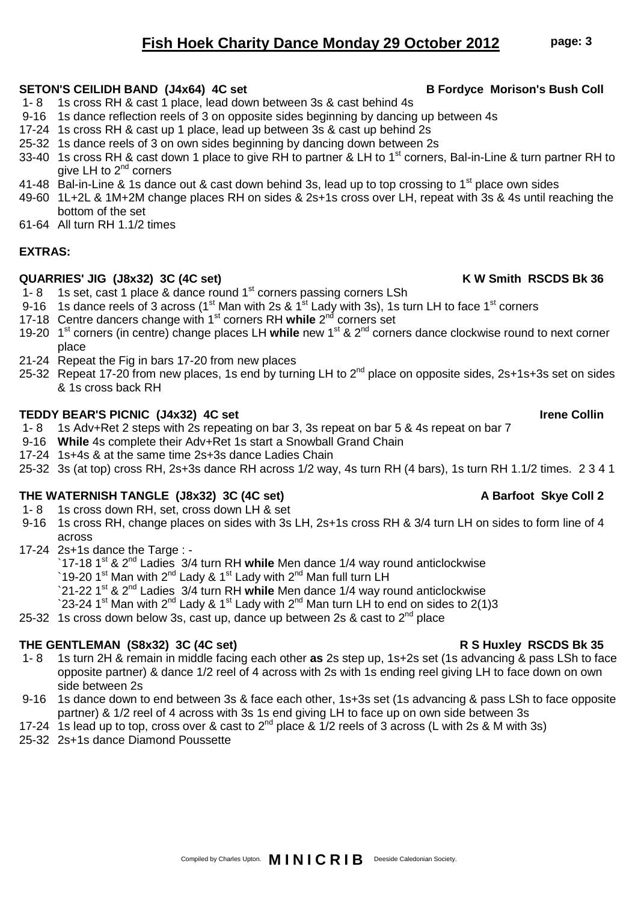# Fish Hoek Charity Dance Monday 29 October 2012

**SETON'S CEILIDH BAND (J4x64) 4C set** **B Fordyce Morison's Bush Coll**

- 1- 8 1s cross RH & cast 1 place, lead down between 3s & cast behind 4s
- 9-16 1s dance reflection reels of 3 on opposite sides beginning by dancing up between 4s
- 17-24 1s cross RH & cast up 1 place, lead up between 3s & cast up behind 2s
- 25-32 1s dance reels of 3 on own sides beginning by dancing down between 2s
- 33-40 1s cross RH & cast down 1 place to give RH to partner & LH to 1st corners, Bal-in-Line & turn partner RH to give LH to 2nd corners
- 41-48 Bal-in-Line & 1s dance out & cast down behind 3s, lead up to top crossing to 1st place own sides
- 49-60 1L+2L & 1M+2M change places RH on sides & 2s+1s cross over LH, repeat with 3s & 4s until reaching the bottom of the set
- 61-64 All turn RH 1.1/2 times

**EXTRAS:**

**QUARRIES' JIG (J8x32) 3C (4C set)** **K W Smith RSCDS Bk 36**

- 1- 8 1s set, cast 1 place & dance round 1st corners passing corners LSh
- 9-16 1s dance reels of 3 across (1st Man with 2s & 1st Lady with 3s), 1s turn LH to face 1st corners
- 17-18 Centre dancers change with 1st corners RH **while** 2nd corners set
- 19-20 1st corners (in centre) change places LH **while** new 1st & 2nd corners dance clockwise round to next corner place
- 21-24 Repeat the Fig in bars 17-20 from new places
- 25-32 Repeat 17-20 from new places, 1s end by turning LH to 2nd place on opposite sides, 2s+1s+3s set on sides & 1s cross back RH

**TEDDY BEAR'S PICNIC (J4x32) 4C set** **Irene Collin**

- 1- 8 1s Adv+Ret 2 steps with 2s repeating on bar 3, 3s repeat on bar 5 & 4s repeat on bar 7
- 9-16 **While** 4s complete their Adv+Ret 1s start a Snowball Grand Chain
- 17-24 1s+4s & at the same time 2s+3s dance Ladies Chain
- 25-32 3s (at top) cross RH, 2s+3s dance RH across 1/2 way, 4s turn RH (4 bars), 1s turn RH 1.1/2 times. 2 3 4 1

**THE WATERNISH TANGLE (J8x32) 3C (4C set)** **A Barfoot Skye Coll 2**

- 1- 8 1s cross down RH, set, cross down LH & set
- 9-16 1s cross RH, change places on sides with 3s LH, 2s+1s cross RH & 3/4 turn LH on sides to form line of 4 across
- 17-24 2s+1s dance the Targe : -
  - `17-18 1st & 2nd Ladies 3/4 turn RH **while** Men dance 1/4 way round anticlockwise
  - `19-20 1st Man with 2nd Lady & 1st Lady with 2nd Man full turn LH
  - `21-22 1st & 2nd Ladies 3/4 turn RH **while** Men dance 1/4 way round anticlockwise
  - `23-24 1st Man with 2nd Lady & 1st Lady with 2nd Man turn LH to end on sides to 2(1)3
- 25-32 1s cross down below 3s, cast up, dance up between 2s & cast to 2nd place

**THE GENTLEMAN (S8x32) 3C (4C set)** **R S Huxley RSCDS Bk 35**

- 1- 8 1s turn 2H & remain in middle facing each other **as** 2s step up, 1s+2s set (1s advancing & pass LSh to face opposite partner) & dance 1/2 reel of 4 across with 2s with 1s ending reel giving LH to face down on own side between 2s
- 9-16 1s dance down to end between 3s & face each other, 1s+3s set (1s advancing & pass LSh to face opposite partner) & 1/2 reel of 4 across with 3s 1s end giving LH to face up on own side between 3s
- 17-24 1s lead up to top, cross over & cast to 2nd place & 1/2 reels of 3 across (L with 2s & M with 3s)
- 25-32 2s+1s dance Diamond Poussette

Compiled by Charles Upton. **MINICRIB** Deeside Caledonian Society.